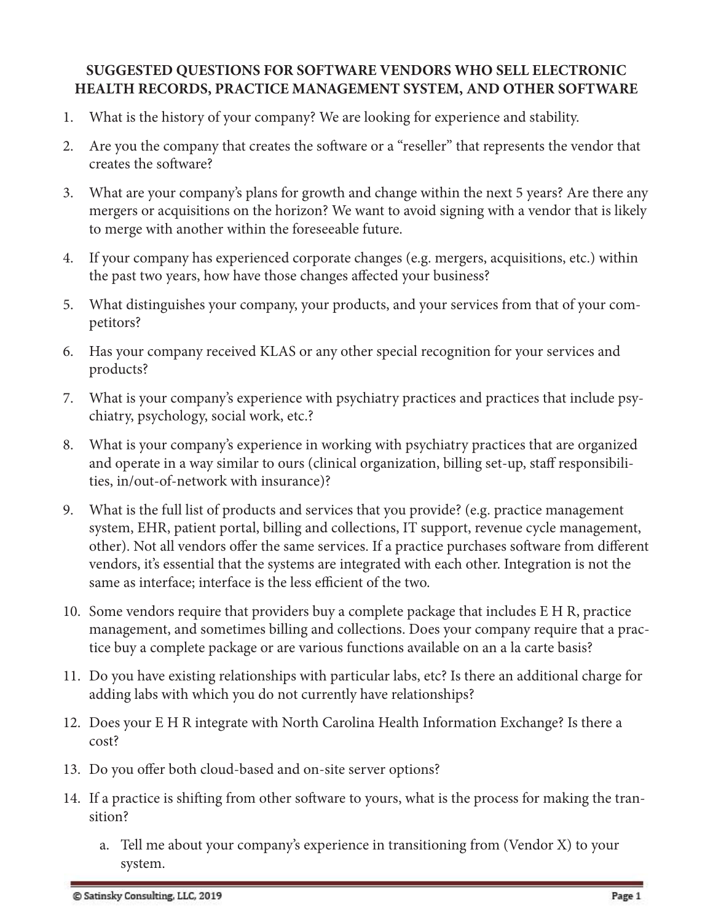# SUGGESTED QUESTIONS FOR SOFTWARE VENDORS WHO SELL ELECTRONIC HEALTH RECORDS, PRACTICE MANAGEMENT SYSTEM, AND OTHER SOFTWARE

1. What is the history of your company? We are looking for experience and stability.
2. Are you the company that creates the software or a "reseller" that represents the vendor that creates the software?
3. What are your company's plans for growth and change within the next 5 years? Are there any mergers or acquisitions on the horizon? We want to avoid signing with a vendor that is likely to merge with another within the foreseeable future.
4. If your company has experienced corporate changes (e.g. mergers, acquisitions, etc.) within the past two years, how have those changes affected your business?
5. What distinguishes your company, your products, and your services from that of your competitors?
6. Has your company received KLAS or any other special recognition for your services and products?
7. What is your company's experience with psychiatry practices and practices that include psychiatry, psychology, social work, etc.?
8. What is your company's experience in working with psychiatry practices that are organized and operate in a way similar to ours (clinical organization, billing set-up, staff responsibilities, in/out-of-network with insurance)?
9. What is the full list of products and services that you provide? (e.g. practice management system, EHR, patient portal, billing and collections, IT support, revenue cycle management, other). Not all vendors offer the same services. If a practice purchases software from different vendors, it's essential that the systems are integrated with each other. Integration is not the same as interface; interface is the less efficient of the two.
10. Some vendors require that providers buy a complete package that includes E H R, practice management, and sometimes billing and collections. Does your company require that a practice buy a complete package or are various functions available on an a la carte basis?
11. Do you have existing relationships with particular labs, etc? Is there an additional charge for adding labs with which you do not currently have relationships?
12. Does your E H R integrate with North Carolina Health Information Exchange? Is there a cost?
13. Do you offer both cloud-based and on-site server options?
14. If a practice is shifting from other software to yours, what is the process for making the transition?
    a. Tell me about your company's experience in transitioning from (Vendor X) to your system.

© Satinsky Consulting, LLC, 2019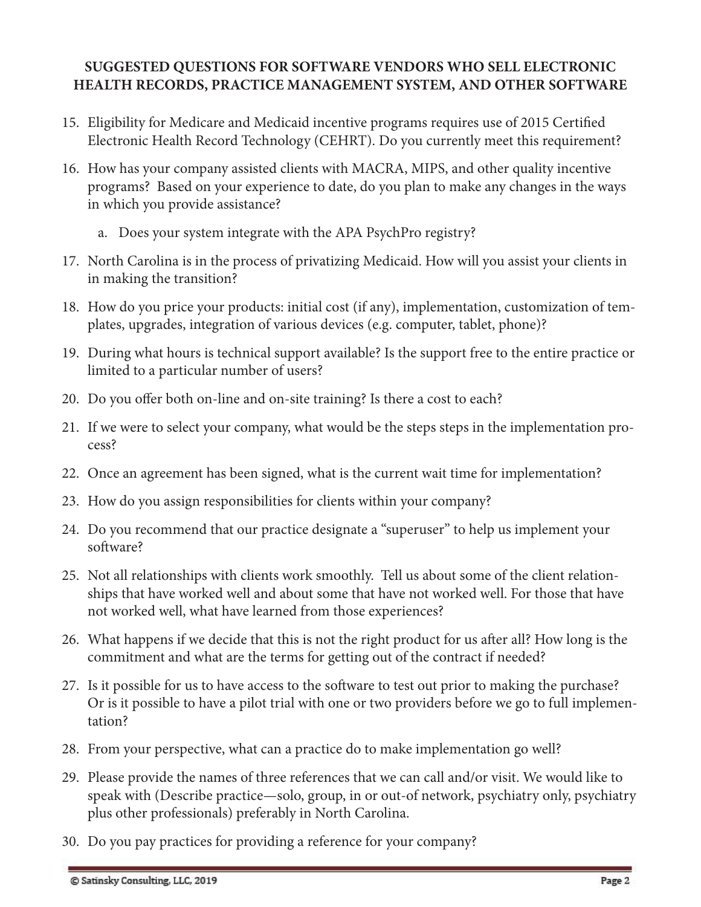**SUGGESTED QUESTIONS FOR SOFTWARE VENDORS WHO SELL ELECTRONIC HEALTH RECORDS, PRACTICE MANAGEMENT SYSTEM, AND OTHER SOFTWARE**

15. Eligibility for Medicare and Medicaid incentive programs requires use of 2015 Certified Electronic Health Record Technology (CEHRT). Do you currently meet this requirement?
16. How has your company assisted clients with MACRA, MIPS, and other quality incentive programs? Based on your experience to date, do you plan to make any changes in the ways in which you provide assistance?
    a. Does your system integrate with the APA PsychPro registry?
17. North Carolina is in the process of privatizing Medicaid. How will you assist your clients in in making the transition?
18. How do you price your products: initial cost (if any), implementation, customization of templates, upgrades, integration of various devices (e.g. computer, tablet, phone)?
19. During what hours is technical support available? Is the support free to the entire practice or limited to a particular number of users?
20. Do you offer both on-line and on-site training? Is there a cost to each?
21. If we were to select your company, what would be the steps steps in the implementation process?
22. Once an agreement has been signed, what is the current wait time for implementation?
23. How do you assign responsibilities for clients within your company?
24. Do you recommend that our practice designate a "superuser" to help us implement your software?
25. Not all relationships with clients work smoothly. Tell us about some of the client relationships that have worked well and about some that have not worked well. For those that have not worked well, what have learned from those experiences?
26. What happens if we decide that this is not the right product for us after all? How long is the commitment and what are the terms for getting out of the contract if needed?
27. Is it possible for us to have access to the software to test out prior to making the purchase? Or is it possible to have a pilot trial with one or two providers before we go to full implementation?
28. From your perspective, what can a practice do to make implementation go well?
29. Please provide the names of three references that we can call and/or visit. We would like to speak with (Describe practice—solo, group, in or out-of network, psychiatry only, psychiatry plus other professionals) preferably in North Carolina.
30. Do you pay practices for providing a reference for your company?

© Satinsky Consulting, LLC, 2019